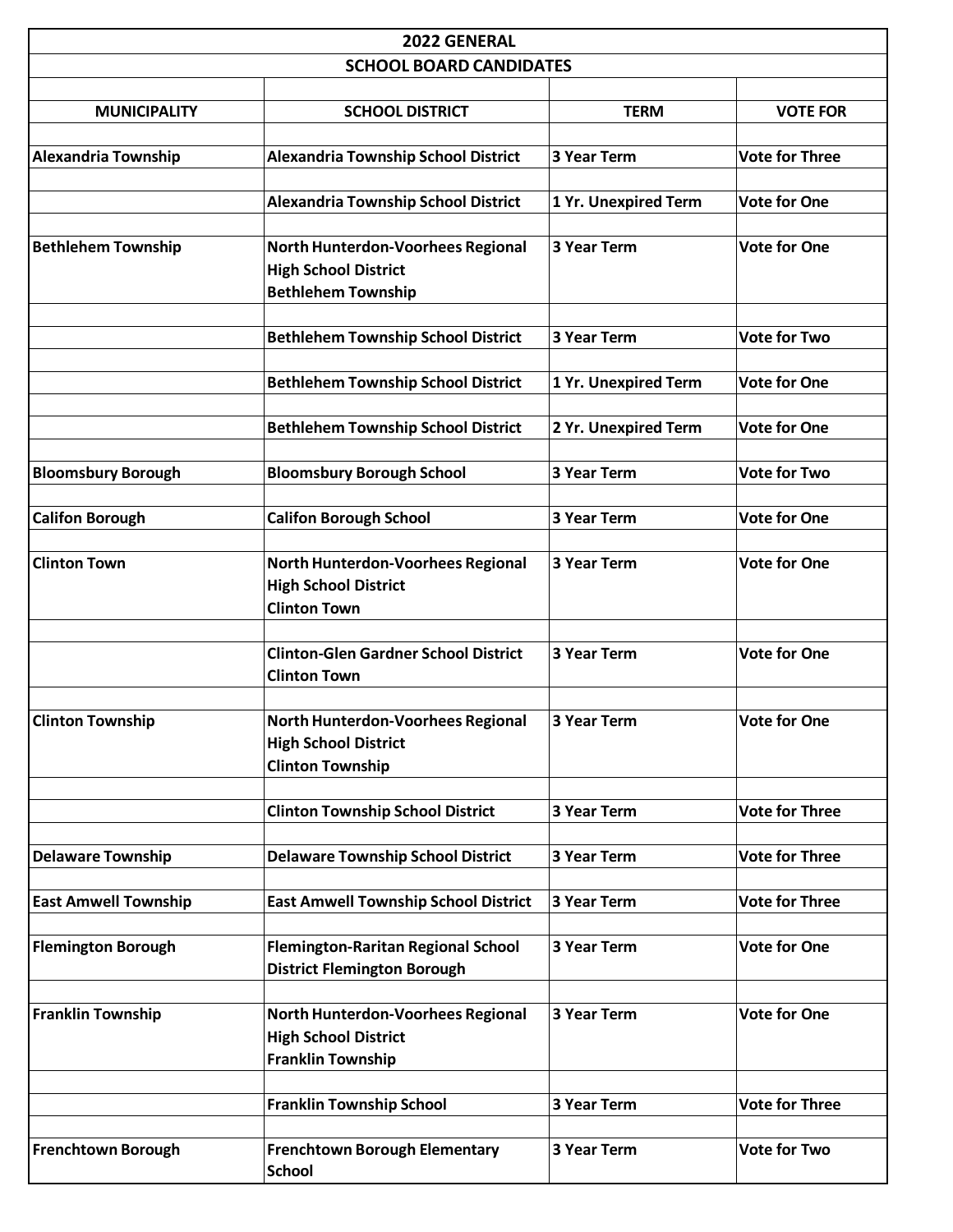## 2022 GENERAL

## SCHOOL BOARD CANDIDATES

| MUNICIPALITY | SCHOOL DISTRICT | TERM | VOTE FOR |
|---|---|---|---|
| Alexandria Township | Alexandria Township School District | 3 Year Term | Vote for Three |
| | Alexandria Township School District | 1 Yr. Unexpired Term | Vote for One |
| Bethlehem Township | North Hunterdon-Voorhees Regional High School District Bethlehem Township | 3 Year Term | Vote for One |
| | Bethlehem Township School District | 3 Year Term | Vote for Two |
| | Bethlehem Township School District | 1 Yr. Unexpired Term | Vote for One |
| | Bethlehem Township School District | 2 Yr. Unexpired Term | Vote for One |
| Bloomsbury Borough | Bloomsbury Borough School | 3 Year Term | Vote for Two |
| Califon Borough | Califon Borough School | 3 Year Term | Vote for One |
| Clinton Town | North Hunterdon-Voorhees Regional High School District Clinton Town | 3 Year Term | Vote for One |
| | Clinton-Glen Gardner School District Clinton Town | 3 Year Term | Vote for One |
| Clinton Township | North Hunterdon-Voorhees Regional High School District Clinton Township | 3 Year Term | Vote for One |
| | Clinton Township School District | 3 Year Term | Vote for Three |
| Delaware Township | Delaware Township School District | 3 Year Term | Vote for Three |
| East Amwell Township | East Amwell Township School District | 3 Year Term | Vote for Three |
| Flemington Borough | Flemington-Raritan Regional School District Flemington Borough | 3 Year Term | Vote for One |
| Franklin Township | North Hunterdon-Voorhees Regional High School District Franklin Township | 3 Year Term | Vote for One |
| | Franklin Township School | 3 Year Term | Vote for Three |
| Frenchtown Borough | Frenchtown Borough Elementary School | 3 Year Term | Vote for Two |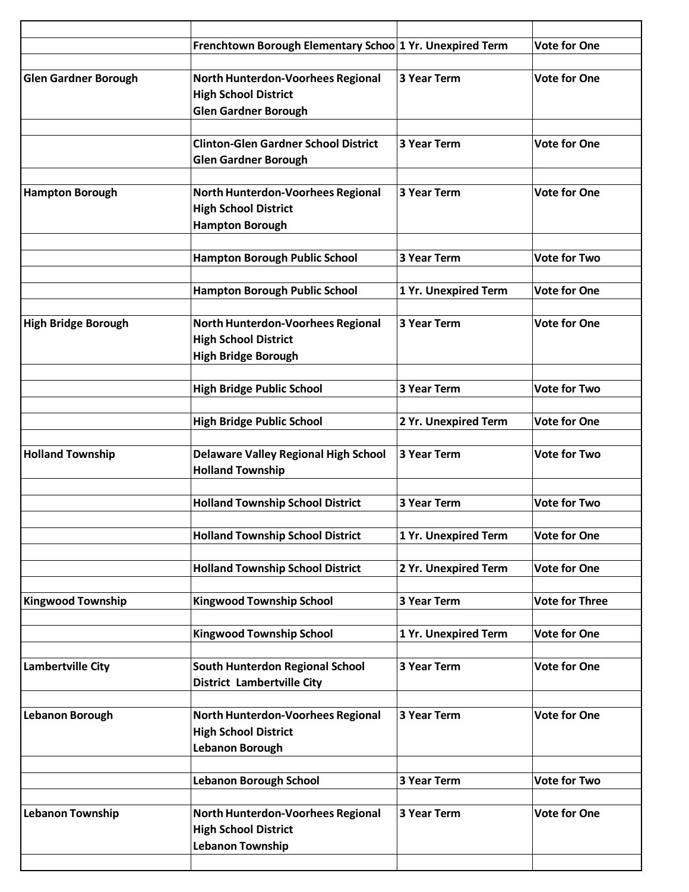| | | | |
|---|---|---|---|
| | Frenchtown Borough Elementary Schoo | 1 Yr. Unexpired Term | Vote for One |
| | | | |
| Glen Gardner Borough | North Hunterdon-Voorhees Regional High School District Glen Gardner Borough | 3 Year Term | Vote for One |
| | | | |
| | Clinton-Glen Gardner School District Glen Gardner Borough | 3 Year Term | Vote for One |
| | | | |
| Hampton Borough | North Hunterdon-Voorhees Regional High School District Hampton Borough | 3 Year Term | Vote for One |
| | | | |
| | Hampton Borough Public School | 3 Year Term | Vote for Two |
| | | | |
| | Hampton Borough Public School | 1 Yr. Unexpired Term | Vote for One |
| | | | |
| High Bridge Borough | North Hunterdon-Voorhees Regional High School District High Bridge Borough | 3 Year Term | Vote for One |
| | | | |
| | High Bridge Public School | 3 Year Term | Vote for Two |
| | | | |
| | High Bridge Public School | 2 Yr. Unexpired Term | Vote for One |
| | | | |
| Holland Township | Delaware Valley Regional High School Holland Township | 3 Year Term | Vote for Two |
| | | | |
| | Holland Township School District | 3 Year Term | Vote for Two |
| | | | |
| | Holland Township School District | 1 Yr. Unexpired Term | Vote for One |
| | | | |
| | Holland Township School District | 2 Yr. Unexpired Term | Vote for One |
| | | | |
| Kingwood Township | Kingwood Township School | 3 Year Term | Vote for Three |
| | | | |
| | Kingwood Township School | 1 Yr. Unexpired Term | Vote for One |
| | | | |
| Lambertville City | South Hunterdon Regional School District Lambertville City | 3 Year Term | Vote for One |
| | | | |
| Lebanon Borough | North Hunterdon-Voorhees Regional High School District Lebanon Borough | 3 Year Term | Vote for One |
| | | | |
| | Lebanon Borough School | 3 Year Term | Vote for Two |
| | | | |
| Lebanon Township | North Hunterdon-Voorhees Regional High School District Lebanon Township | 3 Year Term | Vote for One |
| | | | |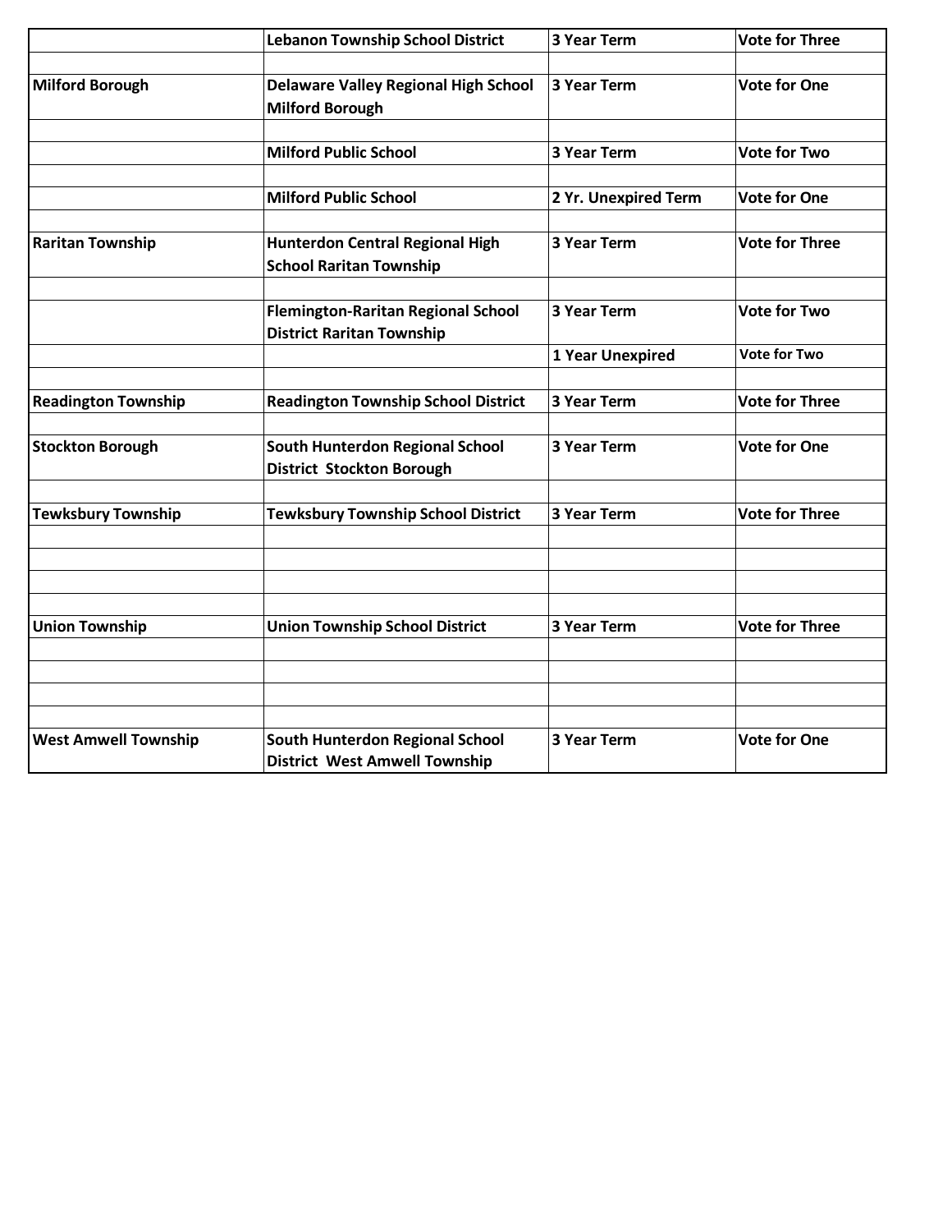| | | | |
|---|---|---|---|
| | **Lebanon Township School District** | **3 Year Term** | **Vote for Three** |
| | | | |
| **Milford Borough** | **Delaware Valley Regional High School Milford Borough** | **3 Year Term** | **Vote for One** |
| | | | |
| | **Milford Public School** | **3 Year Term** | **Vote for Two** |
| | | | |
| | **Milford Public School** | **2 Yr. Unexpired Term** | **Vote for One** |
| | | | |
| **Raritan Township** | **Hunterdon Central Regional High School Raritan Township** | **3 Year Term** | **Vote for Three** |
| | | | |
| | **Flemington-Raritan Regional School District Raritan Township** | **3 Year Term** | **Vote for Two** |
| | | **1 Year Unexpired** | **Vote for Two** |
| | | | |
| **Readington Township** | **Readington Township School District** | **3 Year Term** | **Vote for Three** |
| | | | |
| **Stockton Borough** | **South Hunterdon Regional School District Stockton Borough** | **3 Year Term** | **Vote for One** |
| | | | |
| **Tewksbury Township** | **Tewksbury Township School District** | **3 Year Term** | **Vote for Three** |
| | | | |
| | | | |
| | | | |
| | | | |
| **Union Township** | **Union Township School District** | **3 Year Term** | **Vote for Three** |
| | | | |
| | | | |
| | | | |
| | | | |
| **West Amwell Township** | **South Hunterdon Regional School District West Amwell Township** | **3 Year Term** | **Vote for One** |